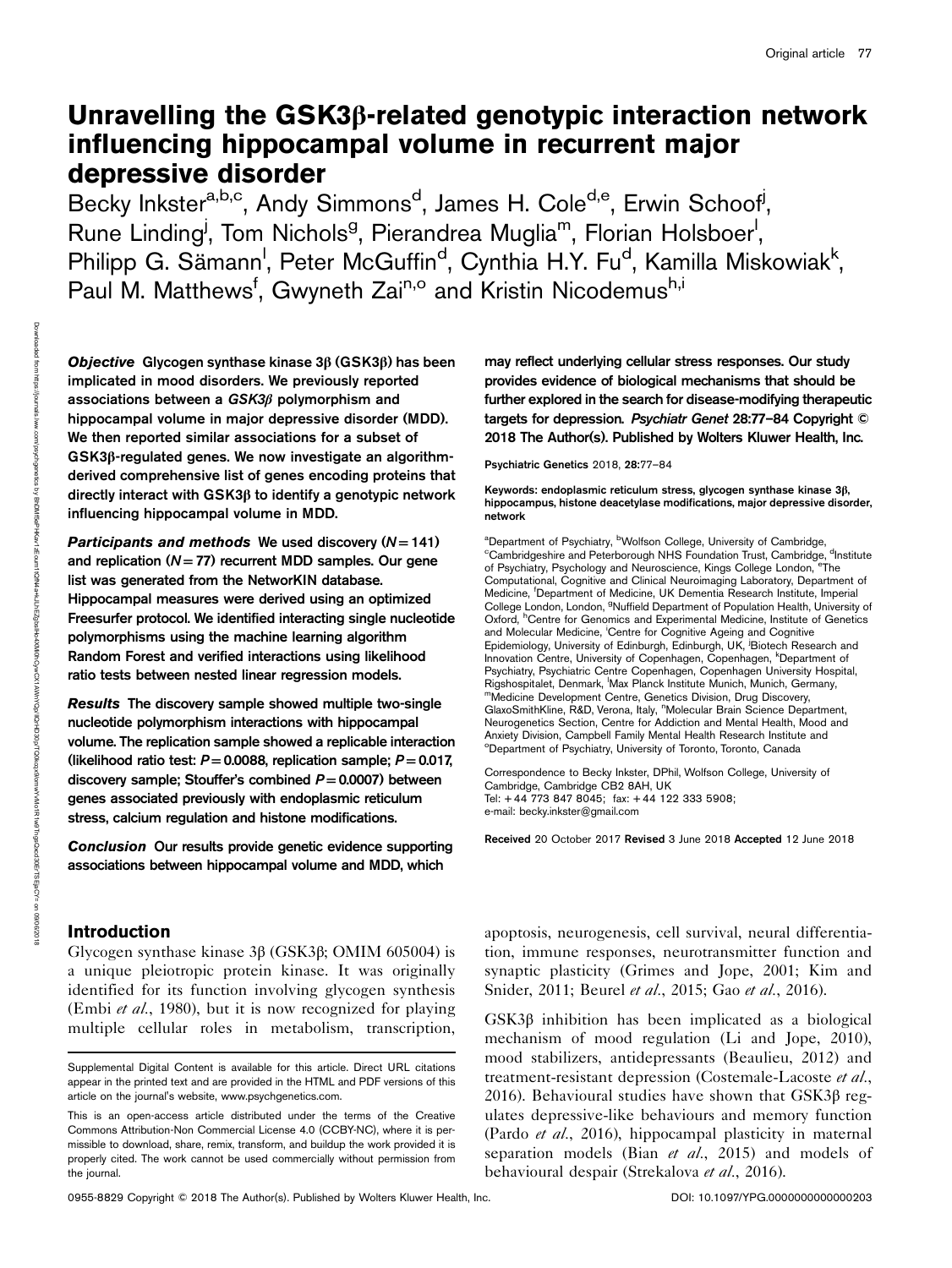# Unravelling the GSK3β-related genotypic interaction network influencing hippocampal volume in recurrent major depressive disorder

Becky Inkster[a,b,c], Andy Simmons[d], James H. Cole[d,e], Erwin Schoof[j], Rune Linding[j], Tom Nichols[g], Pierandrea Muglia[m], Florian Holsboer[l], Philipp G. Sämann[l], Peter McGuffin[d], Cynthia H.Y. Fu[d], Kamilla Miskowiak[k], Paul M. Matthews[f], Gwyneth Zai[n,o] and Kristin Nicodemus[h,i]

***Objective*** **Glycogen synthase kinase 3β (GSK3β) has been implicated in mood disorders. We previously reported associations between a *GSK3β* polymorphism and hippocampal volume in major depressive disorder (MDD). We then reported similar associations for a subset of GSK3β-regulated genes. We now investigate an algorithm-derived comprehensive list of genes encoding proteins that directly interact with GSK3β to identify a genotypic network influencing hippocampal volume in MDD.**

***Participants and methods*** **We used discovery ($N = 141$) and replication ($N = 77$) recurrent MDD samples. Our gene list was generated from the NetworKIN database. Hippocampal measures were derived using an optimized Freesurfer protocol. We identified interacting single nucleotide polymorphisms using the machine learning algorithm Random Forest and verified interactions using likelihood ratio tests between nested linear regression models.**

***Results*** **The discovery sample showed multiple two-single nucleotide polymorphism interactions with hippocampal volume. The replication sample showed a replicable interaction (likelihood ratio test: $P = 0.0088$, replication sample; $P = 0.017$, discovery sample; Stouffer's combined $P = 0.0007$) between genes associated previously with endoplasmic reticulum stress, calcium regulation and histone modifications.**

***Conclusion*** **Our results provide genetic evidence supporting associations between hippocampal volume and MDD, which may reflect underlying cellular stress responses. Our study provides evidence of biological mechanisms that should be further explored in the search for disease-modifying therapeutic targets for depression.** *Psychiatr Genet* **28:77–84 Copyright © 2018 The Author(s). Published by Wolters Kluwer Health, Inc.**

Psychiatric Genetics 2018, 28:77–84

**Keywords: endoplasmic reticulum stress, glycogen synthase kinase 3β, hippocampus, histone deacetylase modifications, major depressive disorder, network**

[a]Department of Psychiatry, [b]Wolfson College, University of Cambridge, [c]Cambridgeshire and Peterborough NHS Foundation Trust, Cambridge, [d]Institute of Psychiatry, Psychology and Neuroscience, Kings College London, [e]The Computational, Cognitive and Clinical Neuroimaging Laboratory, Department of Medicine, [f]Department of Medicine, UK Dementia Research Institute, Imperial College London, London, [g]Nuffield Department of Population Health, University of Oxford, [h]Centre for Genomics and Experimental Medicine, Institute of Genetics and Molecular Medicine, [i]Centre for Cognitive Ageing and Cognitive Epidemiology, University of Edinburgh, Edinburgh, UK, [j]Biotech Research and Innovation Centre, University of Copenhagen, Copenhagen, [k]Department of Psychiatry, Psychiatric Centre Copenhagen, Copenhagen University Hospital, Rigshospitalet, Denmark, [l]Max Planck Institute Munich, Munich, Germany, [m]Medicine Development Centre, Genetics Division, Drug Discovery, GlaxoSmithKline, R&D, Verona, Italy, [n]Molecular Brain Science Department, Neurogenetics Section, Centre for Addiction and Mental Health, Mood and Anxiety Division, Campbell Family Mental Health Research Institute and [o]Department of Psychiatry, University of Toronto, Toronto, Canada

Correspondence to Becky Inkster, DPhil, Wolfson College, University of Cambridge, Cambridge CB2 8AH, UK
Tel: +44 773 847 8045; fax: +44 122 333 5908;
e-mail: becky.inkster@gmail.com

Received 20 October 2017 Revised 3 June 2018 Accepted 12 June 2018

## Introduction

Glycogen synthase kinase 3β (GSK3β; OMIM 605004) is a unique pleiotropic protein kinase. It was originally identified for its function involving glycogen synthesis (Embi *et al.*, 1980), but it is now recognized for playing multiple cellular roles in metabolism, transcription, apoptosis, neurogenesis, cell survival, neural differentiation, immune responses, neurotransmitter function and synaptic plasticity (Grimes and Jope, 2001; Kim and Snider, 2011; Beurel *et al.*, 2015; Gao *et al.*, 2016).

GSK3β inhibition has been implicated as a biological mechanism of mood regulation (Li and Jope, 2010), mood stabilizers, antidepressants (Beaulieu, 2012) and treatment-resistant depression (Costemale-Lacoste *et al.*, 2016). Behavioural studies have shown that GSK3β regulates depressive-like behaviours and memory function (Pardo *et al.*, 2016), hippocampal plasticity in maternal separation models (Bian *et al.*, 2015) and models of behavioural despair (Strekalova *et al.*, 2016).

Supplemental Digital Content is available for this article. Direct URL citations appear in the printed text and are provided in the HTML and PDF versions of this article on the journal's website, www.psychgenetics.com.

This is an open-access article distributed under the terms of the Creative Commons Attribution-Non Commercial License 4.0 (CCBY-NC), where it is permissible to download, share, remix, transform, and buildup the work provided it is properly cited. The work cannot be used commercially without permission from the journal.

0955-8829 Copyright © 2018 The Author(s). Published by Wolters Kluwer Health, Inc. DOI: 10.1097/YPG.0000000000000203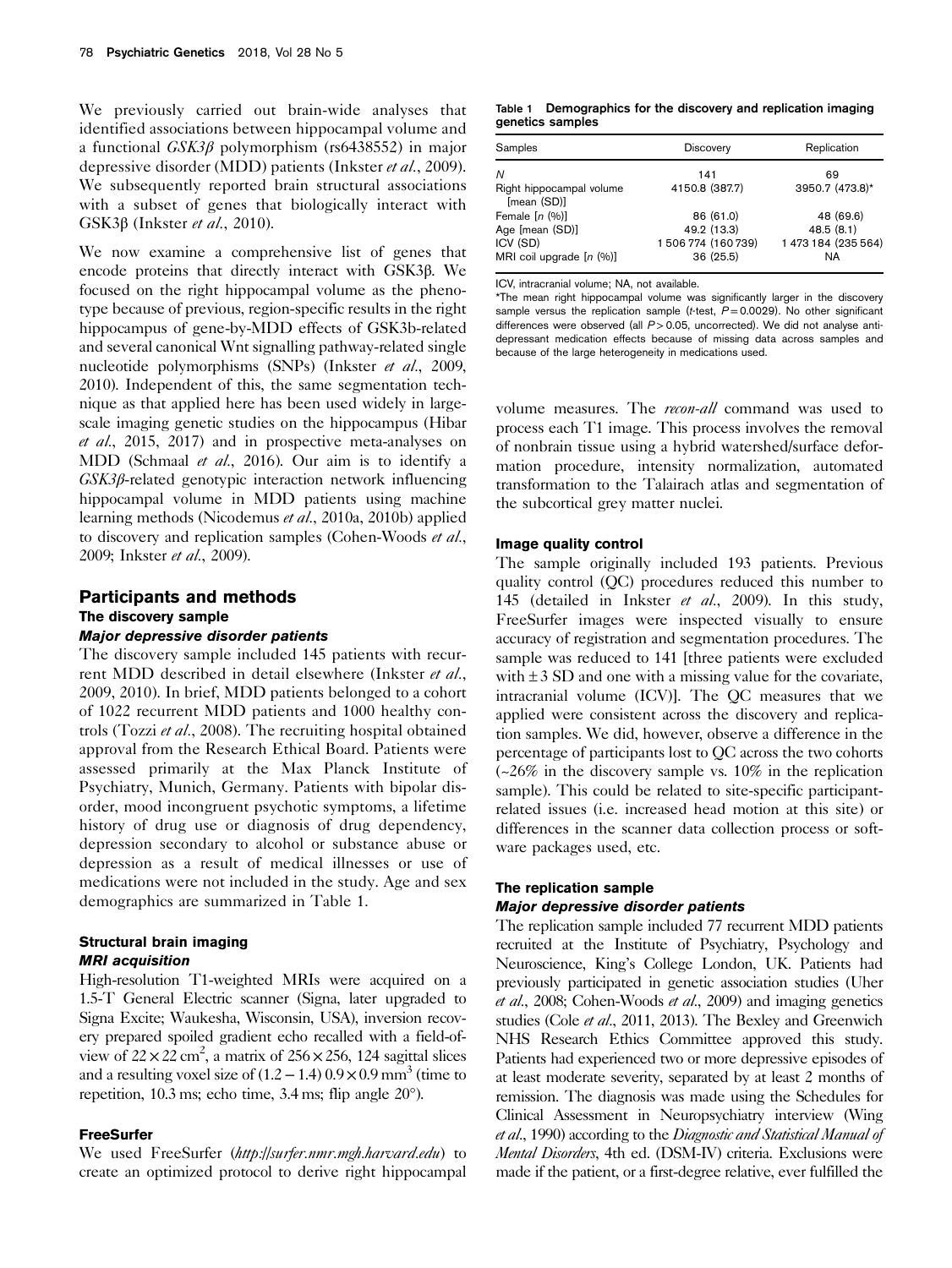We previously carried out brain-wide analyses that identified associations between hippocampal volume and a functional *GSK3β* polymorphism (rs6438552) in major depressive disorder (MDD) patients (Inkster *et al.*, 2009). We subsequently reported brain structural associations with a subset of genes that biologically interact with GSK3β (Inkster *et al.*, 2010).

We now examine a comprehensive list of genes that encode proteins that directly interact with GSK3β. We focused on the right hippocampal volume as the phenotype because of previous, region-specific results in the right hippocampus of gene-by-MDD effects of GSK3b-related and several canonical Wnt signalling pathway-related single nucleotide polymorphisms (SNPs) (Inkster *et al.*, 2009, 2010). Independent of this, the same segmentation technique as that applied here has been used widely in large-scale imaging genetic studies on the hippocampus (Hibar *et al.*, 2015, 2017) and in prospective meta-analyses on MDD (Schmaal *et al.*, 2016). Our aim is to identify a *GSK3β*-related genotypic interaction network influencing hippocampal volume in MDD patients using machine learning methods (Nicodemus *et al.*, 2010a, 2010b) applied to discovery and replication samples (Cohen-Woods *et al.*, 2009; Inkster *et al.*, 2009).

## Participants and methods

### The discovery sample

#### *Major depressive disorder patients*

The discovery sample included 145 patients with recurrent MDD described in detail elsewhere (Inkster *et al.*, 2009, 2010). In brief, MDD patients belonged to a cohort of 1022 recurrent MDD patients and 1000 healthy controls (Tozzi *et al.*, 2008). The recruiting hospital obtained approval from the Research Ethical Board. Patients were assessed primarily at the Max Planck Institute of Psychiatry, Munich, Germany. Patients with bipolar disorder, mood incongruent psychotic symptoms, a lifetime history of drug use or diagnosis of drug dependency, depression secondary to alcohol or substance abuse or depression as a result of medical illnesses or use of medications were not included in the study. Age and sex demographics are summarized in Table 1.

### Structural brain imaging

#### *MRI acquisition*

High-resolution T1-weighted MRIs were acquired on a 1.5-T General Electric scanner (Signa, later upgraded to Signa Excite; Waukesha, Wisconsin, USA), inversion recovery prepared spoiled gradient echo recalled with a field-of-view of $22 \times 22$ cm$^2$, a matrix of $256 \times 256$, 124 sagittal slices and a resulting voxel size of $(1.2-1.4)\ 0.9 \times 0.9$ mm$^3$ (time to repetition, 10.3 ms; echo time, 3.4 ms; flip angle 20°).

### FreeSurfer

We used FreeSurfer (*http://surfer.nmr.mgh.harvard.edu*) to create an optimized protocol to derive right hippocampal volume measures. The *recon-all* command was used to process each T1 image. This process involves the removal of nonbrain tissue using a hybrid watershed/surface deformation procedure, intensity normalization, automated transformation to the Talairach atlas and segmentation of the subcortical grey matter nuclei.

**Table 1 Demographics for the discovery and replication imaging genetics samples**

| Samples | Discovery | Replication |
|---|---|---|
| *N* | 141 | 69 |
| Right hippocampal volume [mean (SD)] | 4150.8 (387.7) | 3950.7 (473.8)* |
| Female [*n* (%)] | 86 (61.0) | 48 (69.6) |
| Age [mean (SD)] | 49.2 (13.3) | 48.5 (8.1) |
| ICV (SD) | 1 506 774 (160 739) | 1 473 184 (235 564) |
| MRI coil upgrade [*n* (%)] | 36 (25.5) | NA |

ICV, intracranial volume; NA, not available.

*The mean right hippocampal volume was significantly larger in the discovery sample versus the replication sample (*t*-test, $P=0.0029$). No other significant differences were observed (all $P>0.05$, uncorrected). We did not analyse antidepressant medication effects because of missing data across samples and because of the large heterogeneity in medications used.

### Image quality control

The sample originally included 193 patients. Previous quality control (QC) procedures reduced this number to 145 (detailed in Inkster *et al.*, 2009). In this study, FreeSurfer images were inspected visually to ensure accuracy of registration and segmentation procedures. The sample was reduced to 141 [three patients were excluded with ± 3 SD and one with a missing value for the covariate, intracranial volume (ICV)]. The QC measures that we applied were consistent across the discovery and replication samples. We did, however, observe a difference in the percentage of participants lost to QC across the two cohorts (~26% in the discovery sample vs. 10% in the replication sample). This could be related to site-specific participant-related issues (i.e. increased head motion at this site) or differences in the scanner data collection process or software packages used, etc.

### The replication sample

#### *Major depressive disorder patients*

The replication sample included 77 recurrent MDD patients recruited at the Institute of Psychiatry, Psychology and Neuroscience, King's College London, UK. Patients had previously participated in genetic association studies (Uher *et al.*, 2008; Cohen-Woods *et al.*, 2009) and imaging genetics studies (Cole *et al.*, 2011, 2013). The Bexley and Greenwich NHS Research Ethics Committee approved this study. Patients had experienced two or more depressive episodes of at least moderate severity, separated by at least 2 months of remission. The diagnosis was made using the Schedules for Clinical Assessment in Neuropsychiatry interview (Wing *et al.*, 1990) according to the *Diagnostic and Statistical Manual of Mental Disorders*, 4th ed. (DSM-IV) criteria. Exclusions were made if the patient, or a first-degree relative, ever fulfilled the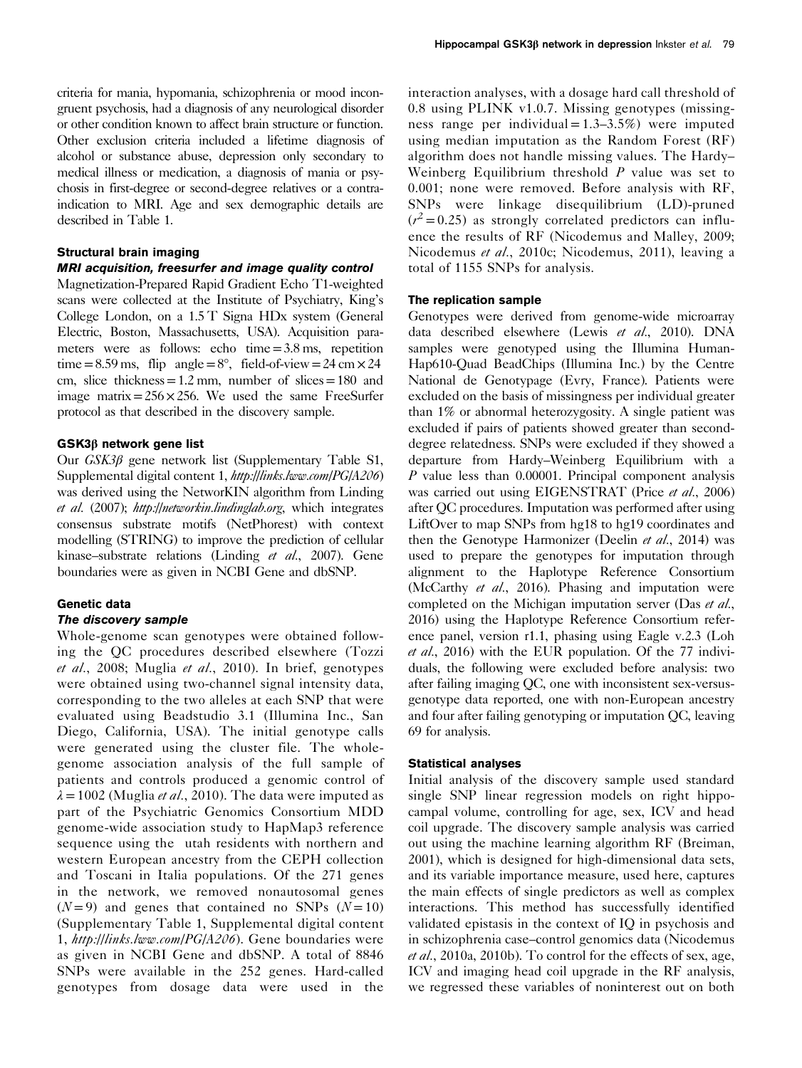criteria for mania, hypomania, schizophrenia or mood incongruent psychosis, had a diagnosis of any neurological disorder or other condition known to affect brain structure or function. Other exclusion criteria included a lifetime diagnosis of alcohol or substance abuse, depression only secondary to medical illness or medication, a diagnosis of mania or psychosis in first-degree or second-degree relatives or a contraindication to MRI. Age and sex demographic details are described in Table 1.

### Structural brain imaging

#### *MRI acquisition, freesurfer and image quality control*

Magnetization-Prepared Rapid Gradient Echo T1-weighted scans were collected at the Institute of Psychiatry, King's College London, on a 1.5 T Signa HDx system (General Electric, Boston, Massachusetts, USA). Acquisition parameters were as follows: echo time = 3.8 ms, repetition time = 8.59 ms, flip angle = 8°, field-of-view = 24 cm × 24 cm, slice thickness = 1.2 mm, number of slices = 180 and image matrix = 256 × 256. We used the same FreeSurfer protocol as that described in the discovery sample.

### GSK3β network gene list

Our *GSK3β* gene network list (Supplementary Table S1, Supplemental digital content 1, *http://links.lww.com/PG/A206*) was derived using the NetworKIN algorithm from Linding *et al.* (2007); *http://networkin.lindinglab.org*, which integrates consensus substrate motifs (NetPhorest) with context modelling (STRING) to improve the prediction of cellular kinase–substrate relations (Linding *et al.*, 2007). Gene boundaries were as given in NCBI Gene and dbSNP.

### Genetic data

#### *The discovery sample*

Whole-genome scan genotypes were obtained following the QC procedures described elsewhere (Tozzi *et al.*, 2008; Muglia *et al.*, 2010). In brief, genotypes were obtained using two-channel signal intensity data, corresponding to the two alleles at each SNP that were evaluated using Beadstudio 3.1 (Illumina Inc., San Diego, California, USA). The initial genotype calls were generated using the cluster file. The whole-genome association analysis of the full sample of patients and controls produced a genomic control of $\lambda = 1002$ (Muglia *et al.*, 2010). The data were imputed as part of the Psychiatric Genomics Consortium MDD genome-wide association study to HapMap3 reference sequence using the utah residents with northern and western European ancestry from the CEPH collection and Toscani in Italia populations. Of the 271 genes in the network, we removed nonautosomal genes ($N = 9$) and genes that contained no SNPs ($N = 10$) (Supplementary Table 1, Supplemental digital content 1, *http://links.lww.com/PG/A206*). Gene boundaries were as given in NCBI Gene and dbSNP. A total of 8846 SNPs were available in the 252 genes. Hard-called genotypes from dosage data were used in the interaction analyses, with a dosage hard call threshold of 0.8 using PLINK v1.0.7. Missing genotypes (missingness range per individual = 1.3–3.5%) were imputed using median imputation as the Random Forest (RF) algorithm does not handle missing values. The Hardy–Weinberg Equilibrium threshold $P$ value was set to 0.001; none were removed. Before analysis with RF, SNPs were linkage disequilibrium (LD)-pruned ($r^2 = 0.25$) as strongly correlated predictors can influence the results of RF (Nicodemus and Malley, 2009; Nicodemus *et al.*, 2010c; Nicodemus, 2011), leaving a total of 1155 SNPs for analysis.

#### The replication sample

Genotypes were derived from genome-wide microarray data described elsewhere (Lewis *et al.*, 2010). DNA samples were genotyped using the Illumina Human-Hap610-Quad BeadChips (Illumina Inc.) by the Centre National de Genotypage (Evry, France). Patients were excluded on the basis of missingness per individual greater than 1% or abnormal heterozygosity. A single patient was excluded if pairs of patients showed greater than second-degree relatedness. SNPs were excluded if they showed a departure from Hardy–Weinberg Equilibrium with a $P$ value less than 0.00001. Principal component analysis was carried out using EIGENSTRAT (Price *et al.*, 2006) after QC procedures. Imputation was performed after using LiftOver to map SNPs from hg18 to hg19 coordinates and then the Genotype Harmonizer (Deelin *et al.*, 2014) was used to prepare the genotypes for imputation through alignment to the Haplotype Reference Consortium (McCarthy *et al.*, 2016). Phasing and imputation were completed on the Michigan imputation server (Das *et al.*, 2016) using the Haplotype Reference Consortium reference panel, version r1.1, phasing using Eagle v.2.3 (Loh *et al.*, 2016) with the EUR population. Of the 77 individuals, the following were excluded before analysis: two after failing imaging QC, one with inconsistent sex-versus-genotype data reported, one with non-European ancestry and four after failing genotyping or imputation QC, leaving 69 for analysis.

### Statistical analyses

Initial analysis of the discovery sample used standard single SNP linear regression models on right hippocampal volume, controlling for age, sex, ICV and head coil upgrade. The discovery sample analysis was carried out using the machine learning algorithm RF (Breiman, 2001), which is designed for high-dimensional data sets, and its variable importance measure, used here, captures the main effects of single predictors as well as complex interactions. This method has successfully identified validated epistasis in the context of IQ in psychosis and in schizophrenia case–control genomics data (Nicodemus *et al.*, 2010a, 2010b). To control for the effects of sex, age, ICV and imaging head coil upgrade in the RF analysis, we regressed these variables of noninterest out on both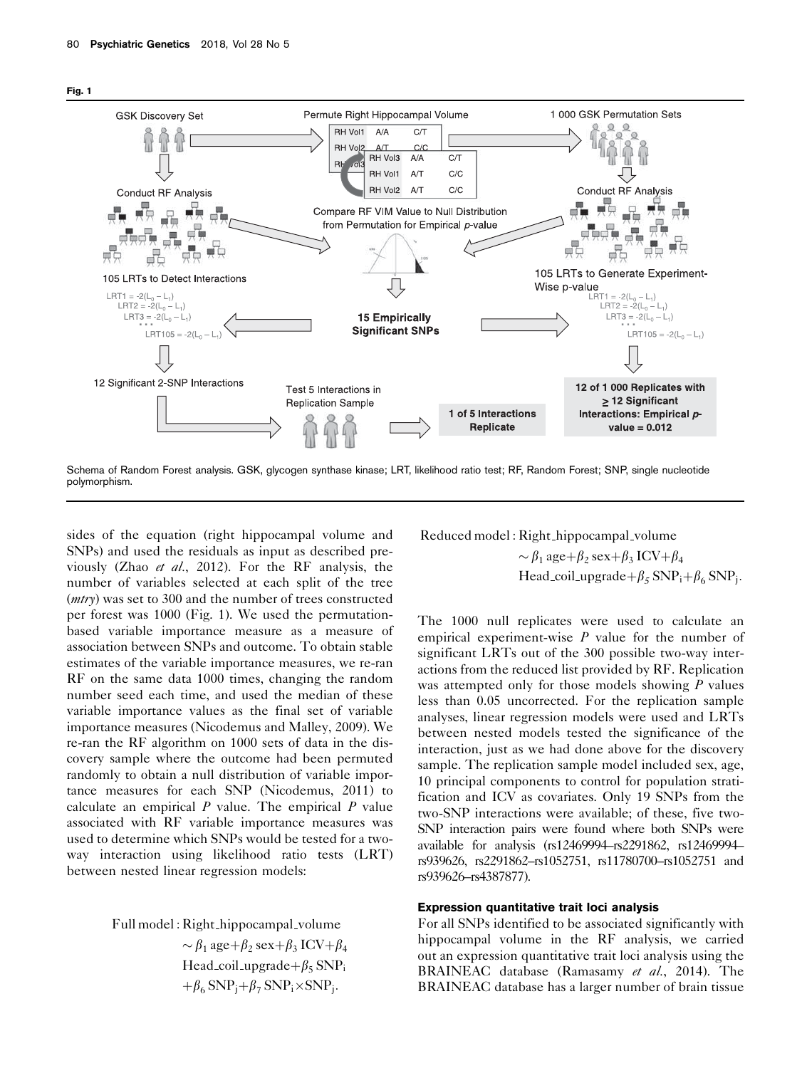**Fig. 1**

Schema of Random Forest analysis. GSK, glycogen synthase kinase; LRT, likelihood ratio test; RF, Random Forest; SNP, single nucleotide polymorphism.

sides of the equation (right hippocampal volume and SNPs) and used the residuals as input as described previously (Zhao *et al.*, 2012). For the RF analysis, the number of variables selected at each split of the tree (*mtry*) was set to 300 and the number of trees constructed per forest was 1000 (Fig. 1). We used the permutation-based variable importance measure as a measure of association between SNPs and outcome. To obtain stable estimates of the variable importance measures, we re-ran RF on the same data 1000 times, changing the random number seed each time, and used the median of these variable importance values as the final set of variable importance measures (Nicodemus and Malley, 2009). We re-ran the RF algorithm on 1000 sets of data in the discovery sample where the outcome had been permuted randomly to obtain a null distribution of variable importance measures for each SNP (Nicodemus, 2011) to calculate an empirical *P* value. The empirical *P* value associated with RF variable importance measures was used to determine which SNPs would be tested for a two-way interaction using likelihood ratio tests (LRT) between nested linear regression models:

$$\text{Full model: Right\_hippocampal\_volume} \sim \beta_1\,\text{age} + \beta_2\,\text{sex} + \beta_3\,\text{ICV} + \beta_4\,\text{Head\_coil\_upgrade} + \beta_5\,\text{SNP}_i + \beta_6\,\text{SNP}_j + \beta_7\,\text{SNP}_i \times \text{SNP}_j.$$

$$\text{Reduced model: Right\_hippocampal\_volume} \sim \beta_1\,\text{age} + \beta_2\,\text{sex} + \beta_3\,\text{ICV} + \beta_4\,\text{Head\_coil\_upgrade} + \beta_5\,\text{SNP}_i + \beta_6\,\text{SNP}_j.$$

The 1000 null replicates were used to calculate an empirical experiment-wise *P* value for the number of significant LRTs out of the 300 possible two-way interactions from the reduced list provided by RF. Replication was attempted only for those models showing *P* values less than 0.05 uncorrected. For the replication sample analyses, linear regression models were used and LRTs between nested models tested the significance of the interaction, just as we had done above for the discovery sample. The replication sample model included sex, age, 10 principal components to control for population stratification and ICV as covariates. Only 19 SNPs from the two-SNP interactions were available; of these, five two-SNP interaction pairs were found where both SNPs were available for analysis (rs12469994–rs2291862, rs12469994–rs939626, rs2291862–rs1052751, rs11780700–rs1052751 and rs939626–rs4387877).

### Expression quantitative trait loci analysis

For all SNPs identified to be associated significantly with hippocampal volume in the RF analysis, we carried out an expression quantitative trait loci analysis using the BRAINEAC database (Ramasamy *et al.*, 2014). The BRAINEAC database has a larger number of brain tissue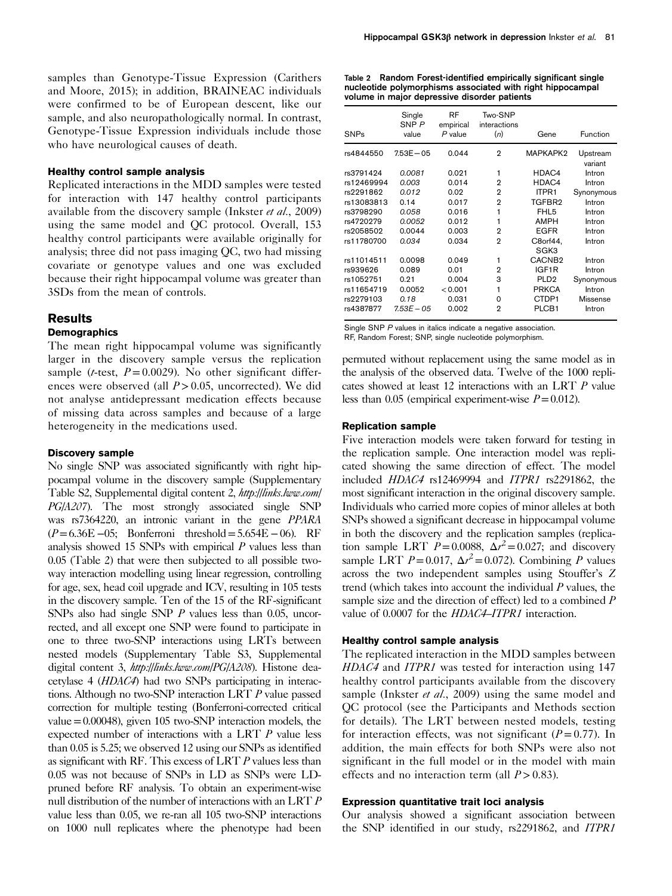samples than Genotype-Tissue Expression (Carithers and Moore, 2015); in addition, BRAINEAC individuals were confirmed to be of European descent, like our sample, and also neuropathologically normal. In contrast, Genotype-Tissue Expression individuals include those who have neurological causes of death.

### Healthy control sample analysis

Replicated interactions in the MDD samples were tested for interaction with 147 healthy control participants available from the discovery sample (Inkster *et al*., 2009) using the same model and QC protocol. Overall, 153 healthy control participants were available originally for analysis; three did not pass imaging QC, two had missing covariate or genotype values and one was excluded because their right hippocampal volume was greater than 3SDs from the mean of controls.

## Results

### Demographics

The mean right hippocampal volume was significantly larger in the discovery sample versus the replication sample (*t*-test, $P = 0.0029$). No other significant differences were observed (all $P > 0.05$, uncorrected). We did not analyse antidepressant medication effects because of missing data across samples and because of a large heterogeneity in the medications used.

### Discovery sample

No single SNP was associated significantly with right hippocampal volume in the discovery sample (Supplementary Table S2, Supplemental digital content 2, *http://links.lww.com/PG/A207*). The most strongly associated single SNP was rs7364220, an intronic variant in the gene *PPARA* ($P = 6.36E-05$; Bonferroni threshold $= 5.654E-06$). RF analysis showed 15 SNPs with empirical *P* values less than 0.05 (Table 2) that were then subjected to all possible two-way interaction modelling using linear regression, controlling for age, sex, head coil upgrade and ICV, resulting in 105 tests in the discovery sample. Ten of the 15 of the RF-significant SNPs also had single SNP *P* values less than 0.05, uncorrected, and all except one SNP were found to participate in one to three two-SNP interactions using LRTs between nested models (Supplementary Table S3, Supplemental digital content 3, *http://links.lww.com/PG/A208*). Histone deacetylase 4 (*HDAC4*) had two SNPs participating in interactions. Although no two-SNP interaction LRT *P* value passed correction for multiple testing (Bonferroni-corrected critical value = 0.00048), given 105 two-SNP interaction models, the expected number of interactions with a LRT *P* value less than 0.05 is 5.25; we observed 12 using our SNPs as identified as significant with RF. This excess of LRT *P* values less than 0.05 was not because of SNPs in LD as SNPs were LD-pruned before RF analysis. To obtain an experiment-wise null distribution of the number of interactions with an LRT *P* value less than 0.05, we re-ran all 105 two-SNP interactions on 1000 null replicates where the phenotype had been permuted without replacement using the same model as in the analysis of the observed data. Twelve of the 1000 replicates showed at least 12 interactions with an LRT *P* value less than 0.05 (empirical experiment-wise $P = 0.012$).

**Table 2 Random Forest-identified empirically significant single nucleotide polymorphisms associated with right hippocampal volume in major depressive disorder patients**

| SNPs | Single SNP *P* value | RF empirical *P* value | Two-SNP interactions (*n*) | Gene | Function |
|---|---|---|---|---|---|
| rs4844550 | 7.53E−05 | 0.044 | 2 | MAPKAPK2 | Upstream variant |
| rs3791424 | *0.0081* | 0.021 | 1 | HDAC4 | Intron |
| rs12469994 | *0.003* | 0.014 | 2 | HDAC4 | Intron |
| rs2291862 | *0.012* | 0.02 | 2 | ITPR1 | Synonymous |
| rs13083813 | 0.14 | 0.017 | 2 | TGFBR2 | Intron |
| rs3798290 | *0.058* | 0.016 | 1 | FHL5 | Intron |
| rs4720279 | *0.0052* | 0.012 | 1 | AMPH | Intron |
| rs2058502 | 0.0044 | 0.003 | 2 | EGFR | Intron |
| rs11780700 | *0.034* | 0.034 | 2 | C8orf44, SGK3 | Intron |
| rs11014511 | 0.0098 | 0.049 | 1 | CACNB2 | Intron |
| rs939626 | 0.089 | 0.01 | 2 | IGF1R | Intron |
| rs1052751 | 0.21 | 0.004 | 3 | PLD2 | Synonymous |
| rs11654719 | 0.0052 | < 0.001 | 1 | PRKCA | Intron |
| rs2279103 | *0.18* | 0.031 | 0 | CTDP1 | Missense |
| rs4387877 | *7.53E−05* | 0.002 | 2 | PLCB1 | Intron |

Single SNP *P* values in italics indicate a negative association.
RF, Random Forest; SNP, single nucleotide polymorphism.

### Replication sample

Five interaction models were taken forward for testing in the replication sample. One interaction model was replicated showing the same direction of effect. The model included *HDAC4* rs12469994 and *ITPR1* rs2291862, the most significant interaction in the original discovery sample. Individuals who carried more copies of minor alleles at both SNPs showed a significant decrease in hippocampal volume in both the discovery and the replication samples (replication sample LRT $P = 0.0088$, $\Delta r^2 = 0.027$; and discovery sample LRT $P = 0.017$, $\Delta r^2 = 0.072$). Combining *P* values across the two independent samples using Stouffer's *Z* trend (which takes into account the individual *P* values, the sample size and the direction of effect) led to a combined *P* value of 0.0007 for the *HDAC4*–*ITPR1* interaction.

### Healthy control sample analysis

The replicated interaction in the MDD samples between *HDAC4* and *ITPR1* was tested for interaction using 147 healthy control participants available from the discovery sample (Inkster *et al*., 2009) using the same model and QC protocol (see the Participants and Methods section for details). The LRT between nested models, testing for interaction effects, was not significant ($P = 0.77$). In addition, the main effects for both SNPs were also not significant in the full model or in the model with main effects and no interaction term (all $P > 0.83$).

### Expression quantitative trait loci analysis

Our analysis showed a significant association between the SNP identified in our study, rs2291862, and *ITPR1*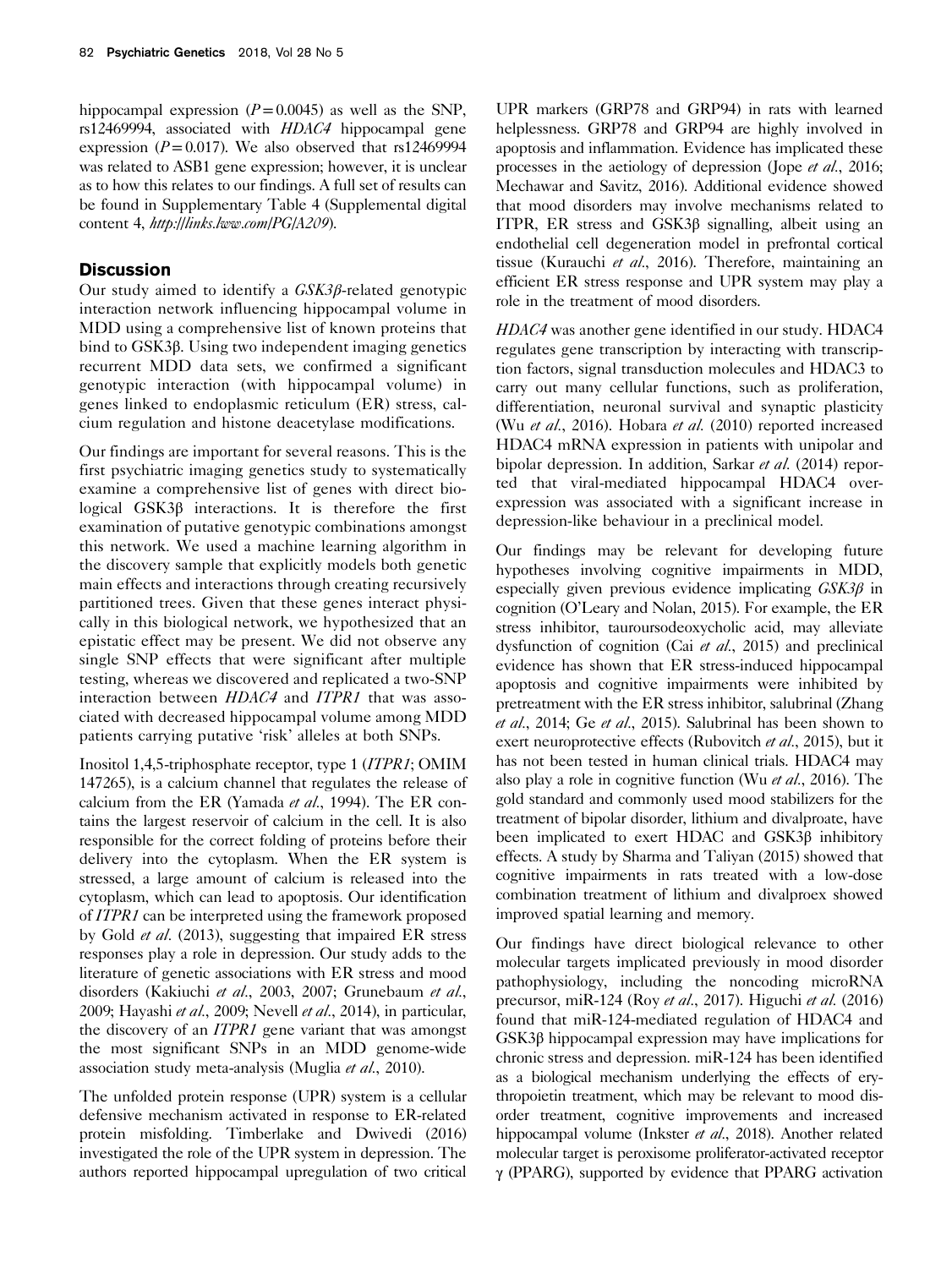hippocampal expression ($P=0.0045$) as well as the SNP, rs12469994, associated with *HDAC4* hippocampal gene expression ($P=0.017$). We also observed that rs12469994 was related to ASB1 gene expression; however, it is unclear as to how this relates to our findings. A full set of results can be found in Supplementary Table 4 (Supplemental digital content 4, *http://links.lww.com/PG/A209*).

## Discussion

Our study aimed to identify a *GSK3β*-related genotypic interaction network influencing hippocampal volume in MDD using a comprehensive list of known proteins that bind to GSK3β. Using two independent imaging genetics recurrent MDD data sets, we confirmed a significant genotypic interaction (with hippocampal volume) in genes linked to endoplasmic reticulum (ER) stress, calcium regulation and histone deacetylase modifications.

Our findings are important for several reasons. This is the first psychiatric imaging genetics study to systematically examine a comprehensive list of genes with direct biological GSK3β interactions. It is therefore the first examination of putative genotypic combinations amongst this network. We used a machine learning algorithm in the discovery sample that explicitly models both genetic main effects and interactions through creating recursively partitioned trees. Given that these genes interact physically in this biological network, we hypothesized that an epistatic effect may be present. We did not observe any single SNP effects that were significant after multiple testing, whereas we discovered and replicated a two-SNP interaction between *HDAC4* and *ITPR1* that was associated with decreased hippocampal volume among MDD patients carrying putative 'risk' alleles at both SNPs.

Inositol 1,4,5-triphosphate receptor, type 1 (*ITPR1*; OMIM 147265), is a calcium channel that regulates the release of calcium from the ER (Yamada *et al*., 1994). The ER contains the largest reservoir of calcium in the cell. It is also responsible for the correct folding of proteins before their delivery into the cytoplasm. When the ER system is stressed, a large amount of calcium is released into the cytoplasm, which can lead to apoptosis. Our identification of *ITPR1* can be interpreted using the framework proposed by Gold *et al*. (2013), suggesting that impaired ER stress responses play a role in depression. Our study adds to the literature of genetic associations with ER stress and mood disorders (Kakiuchi *et al*., 2003, 2007; Grunebaum *et al*., 2009; Hayashi *et al*., 2009; Nevell *et al*., 2014), in particular, the discovery of an *ITPR1* gene variant that was amongst the most significant SNPs in an MDD genome-wide association study meta-analysis (Muglia *et al*., 2010).

The unfolded protein response (UPR) system is a cellular defensive mechanism activated in response to ER-related protein misfolding. Timberlake and Dwivedi (2016) investigated the role of the UPR system in depression. The authors reported hippocampal upregulation of two critical UPR markers (GRP78 and GRP94) in rats with learned helplessness. GRP78 and GRP94 are highly involved in apoptosis and inflammation. Evidence has implicated these processes in the aetiology of depression (Jope *et al*., 2016; Mechawar and Savitz, 2016). Additional evidence showed that mood disorders may involve mechanisms related to ITPR, ER stress and GSK3β signalling, albeit using an endothelial cell degeneration model in prefrontal cortical tissue (Kurauchi *et al*., 2016). Therefore, maintaining an efficient ER stress response and UPR system may play a role in the treatment of mood disorders.

*HDAC4* was another gene identified in our study. HDAC4 regulates gene transcription by interacting with transcription factors, signal transduction molecules and HDAC3 to carry out many cellular functions, such as proliferation, differentiation, neuronal survival and synaptic plasticity (Wu *et al*., 2016). Hobara *et al*. (2010) reported increased HDAC4 mRNA expression in patients with unipolar and bipolar depression. In addition, Sarkar *et al*. (2014) reported that viral-mediated hippocampal HDAC4 overexpression was associated with a significant increase in depression-like behaviour in a preclinical model.

Our findings may be relevant for developing future hypotheses involving cognitive impairments in MDD, especially given previous evidence implicating *GSK3β* in cognition (O'Leary and Nolan, 2015). For example, the ER stress inhibitor, tauroursodeoxycholic acid, may alleviate dysfunction of cognition (Cai *et al*., 2015) and preclinical evidence has shown that ER stress-induced hippocampal apoptosis and cognitive impairments were inhibited by pretreatment with the ER stress inhibitor, salubrinal (Zhang *et al*., 2014; Ge *et al*., 2015). Salubrinal has been shown to exert neuroprotective effects (Rubovitch *et al*., 2015), but it has not been tested in human clinical trials. HDAC4 may also play a role in cognitive function (Wu *et al*., 2016). The gold standard and commonly used mood stabilizers for the treatment of bipolar disorder, lithium and divalproate, have been implicated to exert HDAC and GSK3β inhibitory effects. A study by Sharma and Taliyan (2015) showed that cognitive impairments in rats treated with a low-dose combination treatment of lithium and divalproex showed improved spatial learning and memory.

Our findings have direct biological relevance to other molecular targets implicated previously in mood disorder pathophysiology, including the noncoding microRNA precursor, miR-124 (Roy *et al*., 2017). Higuchi *et al*. (2016) found that miR-124-mediated regulation of HDAC4 and GSK3β hippocampal expression may have implications for chronic stress and depression. miR-124 has been identified as a biological mechanism underlying the effects of erythropoietin treatment, which may be relevant to mood disorder treatment, cognitive improvements and increased hippocampal volume (Inkster *et al*., 2018). Another related molecular target is peroxisome proliferator-activated receptor γ (PPARG), supported by evidence that PPARG activation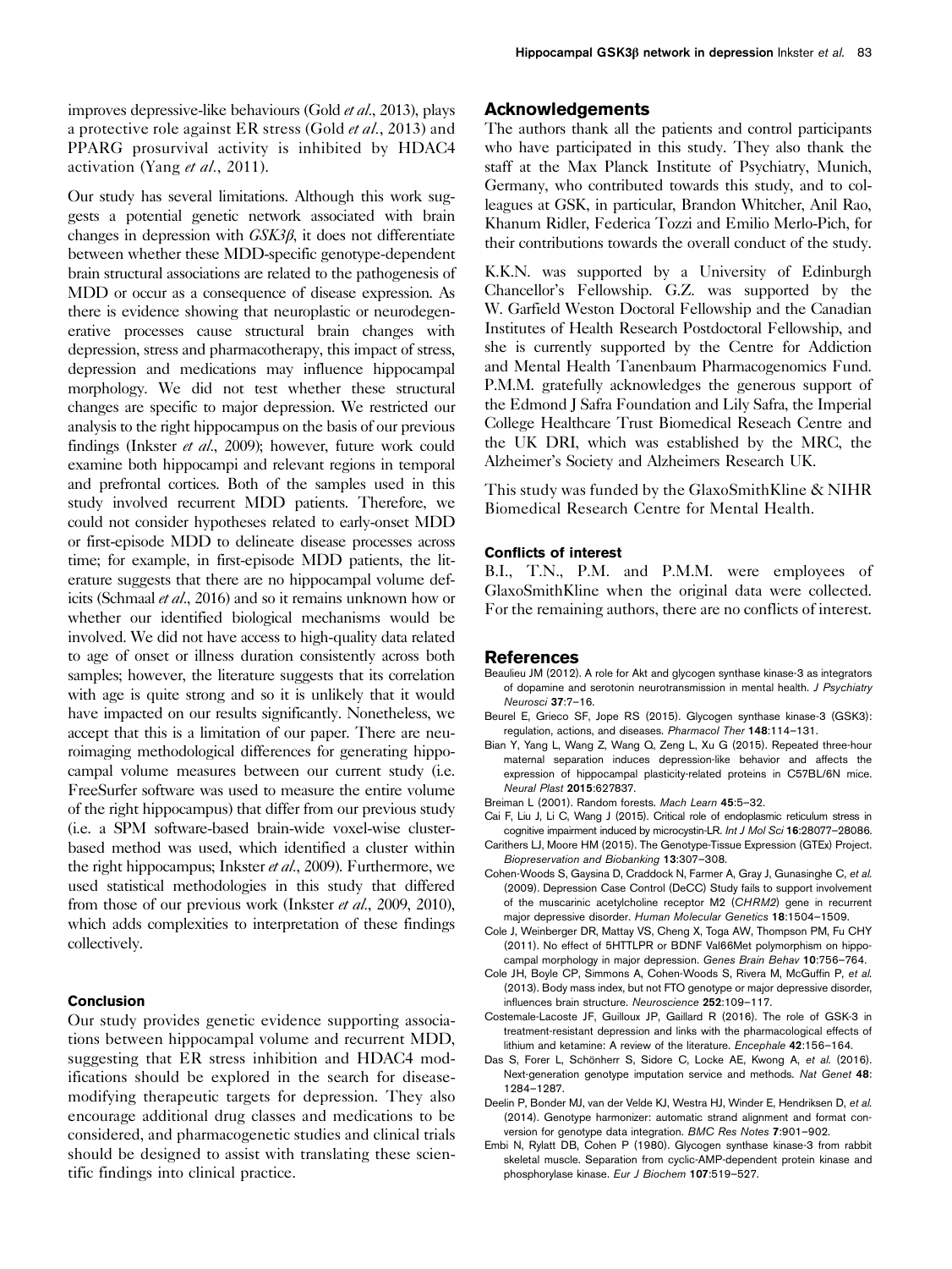improves depressive-like behaviours (Gold *et al.*, 2013), plays a protective role against ER stress (Gold *et al.*, 2013) and PPARG prosurvival activity is inhibited by HDAC4 activation (Yang *et al.*, 2011).

Our study has several limitations. Although this work suggests a potential genetic network associated with brain changes in depression with *GSK3β*, it does not differentiate between whether these MDD-specific genotype-dependent brain structural associations are related to the pathogenesis of MDD or occur as a consequence of disease expression. As there is evidence showing that neuroplastic or neurodegenerative processes cause structural brain changes with depression, stress and pharmacotherapy, this impact of stress, depression and medications may influence hippocampal morphology. We did not test whether these structural changes are specific to major depression. We restricted our analysis to the right hippocampus on the basis of our previous findings (Inkster *et al.*, 2009); however, future work could examine both hippocampi and relevant regions in temporal and prefrontal cortices. Both of the samples used in this study involved recurrent MDD patients. Therefore, we could not consider hypotheses related to early-onset MDD or first-episode MDD to delineate disease processes across time; for example, in first-episode MDD patients, the literature suggests that there are no hippocampal volume deficits (Schmaal *et al.*, 2016) and so it remains unknown how or whether our identified biological mechanisms would be involved. We did not have access to high-quality data related to age of onset or illness duration consistently across both samples; however, the literature suggests that its correlation with age is quite strong and so it is unlikely that it would have impacted on our results significantly. Nonetheless, we accept that this is a limitation of our paper. There are neuroimaging methodological differences for generating hippocampal volume measures between our current study (i.e. FreeSurfer software was used to measure the entire volume of the right hippocampus) that differ from our previous study (i.e. a SPM software-based brain-wide voxel-wise cluster-based method was used, which identified a cluster within the right hippocampus; Inkster *et al.*, 2009). Furthermore, we used statistical methodologies in this study that differed from those of our previous work (Inkster *et al.*, 2009, 2010), which adds complexities to interpretation of these findings collectively.

### Conclusion

Our study provides genetic evidence supporting associations between hippocampal volume and recurrent MDD, suggesting that ER stress inhibition and HDAC4 modifications should be explored in the search for disease-modifying therapeutic targets for depression. They also encourage additional drug classes and medications to be considered, and pharmacogenetic studies and clinical trials should be designed to assist with translating these scientific findings into clinical practice.

## Acknowledgements

The authors thank all the patients and control participants who have participated in this study. They also thank the staff at the Max Planck Institute of Psychiatry, Munich, Germany, who contributed towards this study, and to colleagues at GSK, in particular, Brandon Whitcher, Anil Rao, Khanum Ridler, Federica Tozzi and Emilio Merlo-Pich, for their contributions towards the overall conduct of the study.

K.K.N. was supported by a University of Edinburgh Chancellor's Fellowship. G.Z. was supported by the W. Garfield Weston Doctoral Fellowship and the Canadian Institutes of Health Research Postdoctoral Fellowship, and she is currently supported by the Centre for Addiction and Mental Health Tanenbaum Pharmacogenomics Fund. P.M.M. gratefully acknowledges the generous support of the Edmond J Safra Foundation and Lily Safra, the Imperial College Healthcare Trust Biomedical Reseach Centre and the UK DRI, which was established by the MRC, the Alzheimer's Society and Alzheimers Research UK.

This study was funded by the GlaxoSmithKline & NIHR Biomedical Research Centre for Mental Health.

### Conflicts of interest

B.I., T.N., P.M. and P.M.M. were employees of GlaxoSmithKline when the original data were collected. For the remaining authors, there are no conflicts of interest.

## References

- Beaulieu JM (2012). A role for Akt and glycogen synthase kinase-3 as integrators of dopamine and serotonin neurotransmission in mental health. *J Psychiatry Neurosci* **37**:7–16.
- Beurel E, Grieco SF, Jope RS (2015). Glycogen synthase kinase-3 (GSK3): regulation, actions, and diseases. *Pharmacol Ther* **148**:114–131.
- Bian Y, Yang L, Wang Z, Wang Q, Zeng L, Xu G (2015). Repeated three-hour maternal separation induces depression-like behavior and affects the expression of hippocampal plasticity-related proteins in C57BL/6N mice. *Neural Plast* **2015**:627837.
- Breiman L (2001). Random forests. *Mach Learn* **45**:5–32.
- Cai F, Liu J, Li C, Wang J (2015). Critical role of endoplasmic reticulum stress in cognitive impairment induced by microcystin-LR. *Int J Mol Sci* **16**:28077–28086.
- Carithers LJ, Moore HM (2015). The Genotype-Tissue Expression (GTEx) Project. *Biopreservation and Biobanking* **13**:307–308.
- Cohen-Woods S, Gaysina D, Craddock N, Farmer A, Gray J, Gunasinghe C, *et al.* (2009). Depression Case Control (DeCC) Study fails to support involvement of the muscarinic acetylcholine receptor M2 (*CHRM2*) gene in recurrent major depressive disorder. *Human Molecular Genetics* **18**:1504–1509.
- Cole J, Weinberger DR, Mattay VS, Cheng X, Toga AW, Thompson PM, Fu CHY (2011). No effect of 5HTTLPR or BDNF Val66Met polymorphism on hippocampal morphology in major depression. *Genes Brain Behav* **10**:756–764.
- Cole JH, Boyle CP, Simmons A, Cohen-Woods S, Rivera M, McGuffin P, *et al.* (2013). Body mass index, but not FTO genotype or major depressive disorder, influences brain structure. *Neuroscience* **252**:109–117.
- Costemale-Lacoste JF, Guilloux JP, Gaillard R (2016). The role of GSK-3 in treatment-resistant depression and links with the pharmacological effects of lithium and ketamine: A review of the literature. *Encephale* **42**:156–164.
- Das S, Forer L, Schönherr S, Sidore C, Locke AE, Kwong A, *et al.* (2016). Next-generation genotype imputation service and methods. *Nat Genet* **48**: 1284–1287.
- Deelin P, Bonder MJ, van der Velde KJ, Westra HJ, Winder E, Hendriksen D, *et al.* (2014). Genotype harmonizer: automatic strand alignment and format conversion for genotype data integration. *BMC Res Notes* **7**:901–902.
- Embi N, Rylatt DB, Cohen P (1980). Glycogen synthase kinase-3 from rabbit skeletal muscle. Separation from cyclic-AMP-dependent protein kinase and phosphorylase kinase. *Eur J Biochem* **107**:519–527.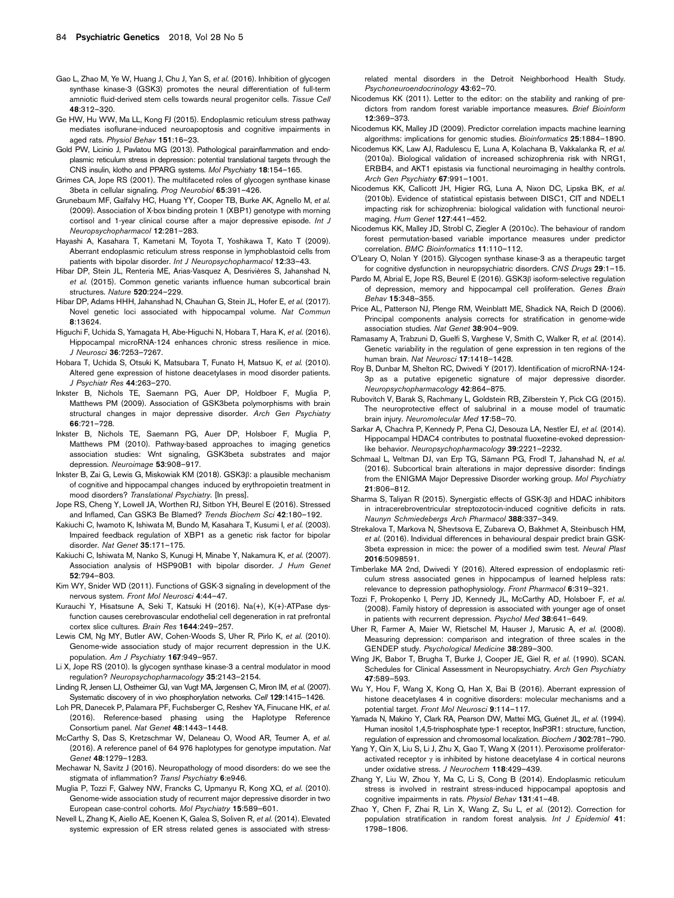Gao L, Zhao M, Ye W, Huang J, Chu J, Yan S, *et al.* (2016). Inhibition of glycogen synthase kinase-3 (GSK3) promotes the neural differentiation of full-term amniotic fluid-derived stem cells towards neural progenitor cells. *Tissue Cell* **48**:312–320.

Ge HW, Hu WW, Ma LL, Kong FJ (2015). Endoplasmic reticulum stress pathway mediates isoflurane-induced neuroapoptosis and cognitive impairments in aged rats. *Physiol Behav* **151**:16–23.

Gold PW, Licinio J, Pavlatou MG (2013). Pathological parainflammation and endoplasmic reticulum stress in depression: potential translational targets through the CNS insulin, klotho and PPARG systems. *Mol Psychiatry* **18**:154–165.

Grimes CA, Jope RS (2001). The multifaceted roles of glycogen synthase kinase 3beta in cellular signaling. *Prog Neurobiol* **65**:391–426.

Grunebaum MF, Galfalvy HC, Huang YY, Cooper TB, Burke AK, Agnello M, *et al.* (2009). Association of X-box binding protein 1 (XBP1) genotype with morning cortisol and 1-year clinical course after a major depressive episode. *Int J Neuropsychopharmacol* **12**:281–283.

Hayashi A, Kasahara T, Kametani M, Toyota T, Yoshikawa T, Kato T (2009). Aberrant endoplasmic reticulum stress response in lymphoblastoid cells from patients with bipolar disorder. *Int J Neuropsychopharmacol* **12**:33–43.

Hibar DP, Stein JL, Renteria ME, Arias-Vasquez A, Desrivières S, Jahanshad N, *et al.* (2015). Common genetic variants influence human subcortical brain structures. *Nature* **520**:224–229.

Hibar DP, Adams HHH, Jahanshad N, Chauhan G, Stein JL, Hofer E, *et al.* (2017). Novel genetic loci associated with hippocampal volume. *Nat Commun* **8**:13624.

Higuchi F, Uchida S, Yamagata H, Abe-Higuchi N, Hobara T, Hara K, *et al.* (2016). Hippocampal microRNA-124 enhances chronic stress resilience in mice. *J Neurosci* **36**:7253–7267.

Hobara T, Uchida S, Otsuki K, Matsubara T, Funato H, Matsuo K, *et al.* (2010). Altered gene expression of histone deacetylases in mood disorder patients. *J Psychiatr Res* **44**:263–270.

Inkster B, Nichols TE, Saemann PG, Auer DP, Holdboer F, Muglia P, Matthews PM (2009). Association of GSK3beta polymorphisms with brain structural changes in major depressive disorder. *Arch Gen Psychiatry* **66**:721–728.

Inkster B, Nichols TE, Saemann PG, Auer DP, Holsboer F, Muglia P, Matthews PM (2010). Pathway-based approaches to imaging genetics association studies: Wnt signaling, GSK3beta substrates and major depression. *Neuroimage* **53**:908–917.

Inkster B, Zai G, Lewis G, Miskowiak KM (2018). GSK3β: a plausible mechanism of cognitive and hippocampal changes induced by erythropoietin treatment in mood disorders? *Translational Psychiatry*. [In press].

Jope RS, Cheng Y, Lowell JA, Worthen RJ, Sitbon YH, Beurel E (2016). Stressed and Inflamed, Can GSK3 Be Blamed? *Trends Biochem Sci* **42**:180–192.

Kakiuchi C, Iwamoto K, Ishiwata M, Bundo M, Kasahara T, Kusumi I, *et al.* (2003). Impaired feedback regulation of XBP1 as a genetic risk factor for bipolar disorder. *Nat Genet* **35**:171–175.

Kakiuchi C, Ishiwata M, Nanko S, Kunugi H, Minabe Y, Nakamura K, *et al.* (2007). Association analysis of HSP90B1 with bipolar disorder. *J Hum Genet* **52**:794–803.

Kim WY, Snider WD (2011). Functions of GSK-3 signaling in development of the nervous system. *Front Mol Neurosci* **4**:44–47.

Kurauchi Y, Hisatsune A, Seki T, Katsuki H (2016). Na(+), K(+)-ATPase dysfunction causes cerebrovascular endothelial cell degeneration in rat prefrontal cortex slice cultures. *Brain Res* **1644**:249–257.

Lewis CM, Ng MY, Butler AW, Cohen-Woods S, Uher R, Pirlo K, *et al.* (2010). Genome-wide association study of major recurrent depression in the U.K. population. *Am J Psychiatry* **167**:949–957.

Li X, Jope RS (2010). Is glycogen synthase kinase-3 a central modulator in mood regulation? *Neuropsychopharmacology* **35**:2143–2154.

Linding R, Jensen LJ, Ostheimer GJ, van Vugt MA, Jørgensen C, Miron IM, *et al.* (2007). Systematic discovery of in vivo phosphorylation networks. *Cell* **129**:1415–1426.

Loh PR, Danecek P, Palamara PF, Fuchsberger C, Reshev YA, Finucane HK, *et al.* (2016). Reference-based phasing using the Haplotype Reference Consortium panel. *Nat Genet* **48**:1443–1448.

McCarthy S, Das S, Kretzschmar W, Delaneau O, Wood AR, Teumer A, *et al.* (2016). A reference panel of 64 976 haplotypes for genotype imputation. *Nat Genet* **48**:1279–1283.

Mechawar N, Savitz J (2016). Neuropathology of mood disorders: do we see the stigmata of inflammation? *Transl Psychiatry* **6**:e946.

Muglia P, Tozzi F, Galwey NW, Francks C, Upmanyu R, Kong XQ, *et al.* (2010). Genome-wide association study of recurrent major depressive disorder in two European case-control cohorts. *Mol Psychiatry* **15**:589–601.

Nevell L, Zhang K, Aiello AE, Koenen K, Galea S, Soliven R, *et al.* (2014). Elevated systemic expression of ER stress related genes is associated with stress-related mental disorders in the Detroit Neighborhood Health Study. *Psychoneuroendocrinology* **43**:62–70.

Nicodemus KK (2011). Letter to the editor: on the stability and ranking of predictors from random forest variable importance measures. *Brief Bioinform* **12**:369–373.

Nicodemus KK, Malley JD (2009). Predictor correlation impacts machine learning algorithms: implications for genomic studies. *Bioinformatics* **25**:1884–1890.

Nicodemus KK, Law AJ, Radulescu E, Luna A, Kolachana B, Vakkalanka R, *et al.* (2010a). Biological validation of increased schizophrenia risk with NRG1, ERBB4, and AKT1 epistasis via functional neuroimaging in healthy controls. *Arch Gen Psychiatry* **67**:991–1001.

Nicodemus KK, Callicott JH, Higier RG, Luna A, Nixon DC, Lipska BK, *et al.* (2010b). Evidence of statistical epistasis between DISC1, CIT and NDEL1 impacting risk for schizophrenia: biological validation with functional neuroimaging. *Hum Genet* **127**:441–452.

Nicodemus KK, Malley JD, Strobl C, Ziegler A (2010c). The behaviour of random forest permutation-based variable importance measures under predictor correlation. *BMC Bioinformatics* **11**:110–112.

O'Leary O, Nolan Y (2015). Glycogen synthase kinase-3 as a therapeutic target for cognitive dysfunction in neuropsychiatric disorders. *CNS Drugs* **29**:1–15.

Pardo M, Abrial E, Jope RS, Beurel E (2016). GSK3β isoform-selective regulation of depression, memory and hippocampal cell proliferation. *Genes Brain Behav* **15**:348–355.

Price AL, Patterson NJ, Plenge RM, Weinblatt ME, Shadick NA, Reich D (2006). Principal components analysis corrects for stratification in genome-wide association studies. *Nat Genet* **38**:904–909.

Ramasamy A, Trabzuni D, Guelfi S, Varghese V, Smith C, Walker R, *et al.* (2014). Genetic variability in the regulation of gene expression in ten regions of the human brain. *Nat Neurosci* **17**:1418–1428.

Roy B, Dunbar M, Shelton RC, Dwivedi Y (2017). Identification of microRNA-124-3p as a putative epigenetic signature of major depressive disorder. *Neuropsychopharmacology* **42**:864–875.

Rubovitch V, Barak S, Rachmany L, Goldstein RB, Zilberstein Y, Pick CG (2015). The neuroprotective effect of salubrinal in a mouse model of traumatic brain injury. *Neuromolecular Med* **17**:58–70.

Sarkar A, Chachra P, Kennedy P, Pena CJ, Desouza LA, Nestler EJ, *et al.* (2014). Hippocampal HDAC4 contributes to postnatal fluoxetine-evoked depression-like behavior. *Neuropsychopharmacology* **39**:2221–2232.

Schmaal L, Veltman DJ, van Erp TG, Sämann PG, Frodl T, Jahanshad N, *et al.* (2016). Subcortical brain alterations in major depressive disorder: findings from the ENIGMA Major Depressive Disorder working group. *Mol Psychiatry* **21**:806–812.

Sharma S, Taliyan R (2015). Synergistic effects of GSK-3β and HDAC inhibitors in intracerebroventricular streptozotocin-induced cognitive deficits in rats. *Naunyn Schmiedebergs Arch Pharmacol* **388**:337–349.

Strekalova T, Markova N, Shevtsova E, Zubareva O, Bakhmet A, Steinbusch HM, *et al.* (2016). Individual differences in behavioural despair predict brain GSK-3beta expression in mice: the power of a modified swim test. *Neural Plast* **2016**:5098591.

Timberlake MA 2nd, Dwivedi Y (2016). Altered expression of endoplasmic reticulum stress associated genes in hippocampus of learned helpless rats: relevance to depression pathophysiology. *Front Pharmacol* **6**:319–321.

Tozzi F, Prokopenko I, Perry JD, Kennedy JL, McCarthy AD, Holsboer F, *et al.* (2008). Family history of depression is associated with younger age of onset in patients with recurrent depression. *Psychol Med* **38**:641–649.

Uher R, Farmer A, Maier W, Rietschel M, Hauser J, Marusic A, *et al.* (2008). Measuring depression: comparison and integration of three scales in the GENDEP study. *Psychological Medicine* **38**:289–300.

Wing JK, Babor T, Brugha T, Burke J, Cooper JE, Giel R, *et al.* (1990). SCAN. Schedules for Clinical Assessment in Neuropsychiatry. *Arch Gen Psychiatry* **47**:589–593.

Wu Y, Hou F, Wang X, Kong Q, Han X, Bai B (2016). Aberrant expression of histone deacetylases 4 in cognitive disorders: molecular mechanisms and a potential target. *Front Mol Neurosci* **9**:114–117.

Yamada N, Makino Y, Clark RA, Pearson DW, Mattei MG, Guénet JL, *et al.* (1994). Human inositol 1,4,5-trisphosphate type-1 receptor, InsP3R1: structure, function, regulation of expression and chromosomal localization. *Biochem J* **302**:781–790.

Yang Y, Qin X, Liu S, Li J, Zhu X, Gao T, Wang X (2011). Peroxisome proliferator-activated receptor γ is inhibited by histone deacetylase 4 in cortical neurons under oxidative stress. *J Neurochem* **118**:429–439.

Zhang Y, Liu W, Zhou Y, Ma C, Li S, Cong B (2014). Endoplasmic reticulum stress is involved in restraint stress-induced hippocampal apoptosis and cognitive impairments in rats. *Physiol Behav* **131**:41–48.

Zhao Y, Chen F, Zhai R, Lin X, Wang Z, Su L, *et al.* (2012). Correction for population stratification in random forest analysis. *Int J Epidemiol* **41**: 1798–1806.